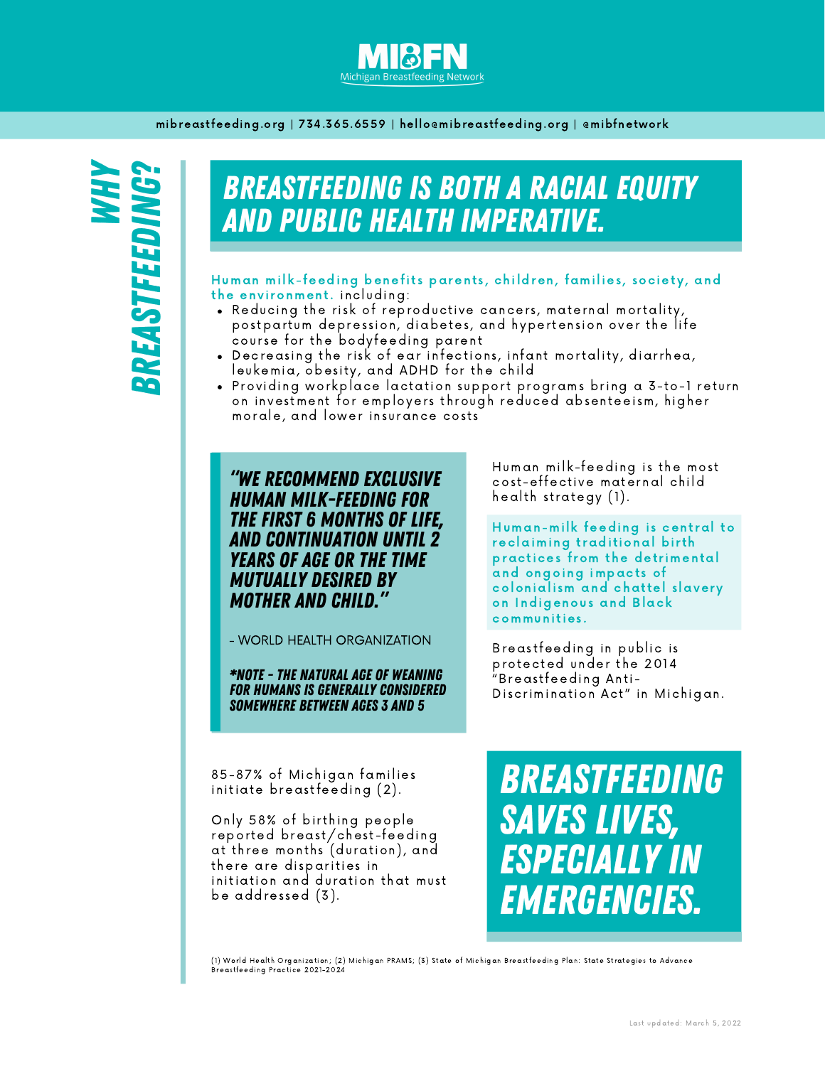# MIBFN

Michigan Breastfeeding Network

mibreastfeeding.org | 734.365.6559 | hello@mibreastfeeding.org | @mibfnetwork

## WHY BREASTFEEDING?

## BREASTFEEDING IS BOTH A RACIAL EQUITY AND PUBLIC HEALTH IMPERATIVE.

**Human milk-feeding benefits parents, children, families, society, and the environment.** including:

- Reducing the risk of reproductive cancers, maternal mortality, postpartum depression, diabetes, and hypertension over the life course for the bodyfeeding parent
- Decreasing the risk of ear infections, infant mortality, diarrhea, leukemia, obesity, and ADHD for the child
- Providing workplace lactation support programs bring a 3-to-1 return on investment for employers through reduced absenteeism, higher morale, and lower insurance costs

> ***"WE RECOMMEND EXCLUSIVE HUMAN MILK-FEEDING FOR THE FIRST 6 MONTHS OF LIFE, AND CONTINUATION UNTIL 2 YEARS OF AGE OR THE TIME MUTUALLY DESIRED BY MOTHER AND CHILD."***
>
> \- WORLD HEALTH ORGANIZATION
>
> ***\*NOTE - THE NATURAL AGE OF WEANING FOR HUMANS IS GENERALLY CONSIDERED SOMEWHERE BETWEEN AGES 3 AND 5***

Human milk-feeding is the most cost-effective maternal child health strategy (1).

**Human-milk feeding is central to reclaiming traditional birth practices from the detrimental and ongoing impacts of colonialism and chattel slavery on Indigenous and Black communities.**

Breastfeeding in public is protected under the 2014 "Breastfeeding Anti-Discrimination Act" in Michigan.

85-87% of Michigan families initiate breastfeeding (2).

Only 58% of birthing people reported breast/chest-feeding at three months (duration), and there are disparities in initiation and duration that must be addressed (3).

## BREASTFEEDING SAVES LIVES, ESPECIALLY IN EMERGENCIES.

(1) World Health Organization; (2) Michigan PRAMS; (3) State of Michigan Breastfeeding Plan: State Strategies to Advance Breastfeeding Practice 2021-2024

Last updated: March 5, 2022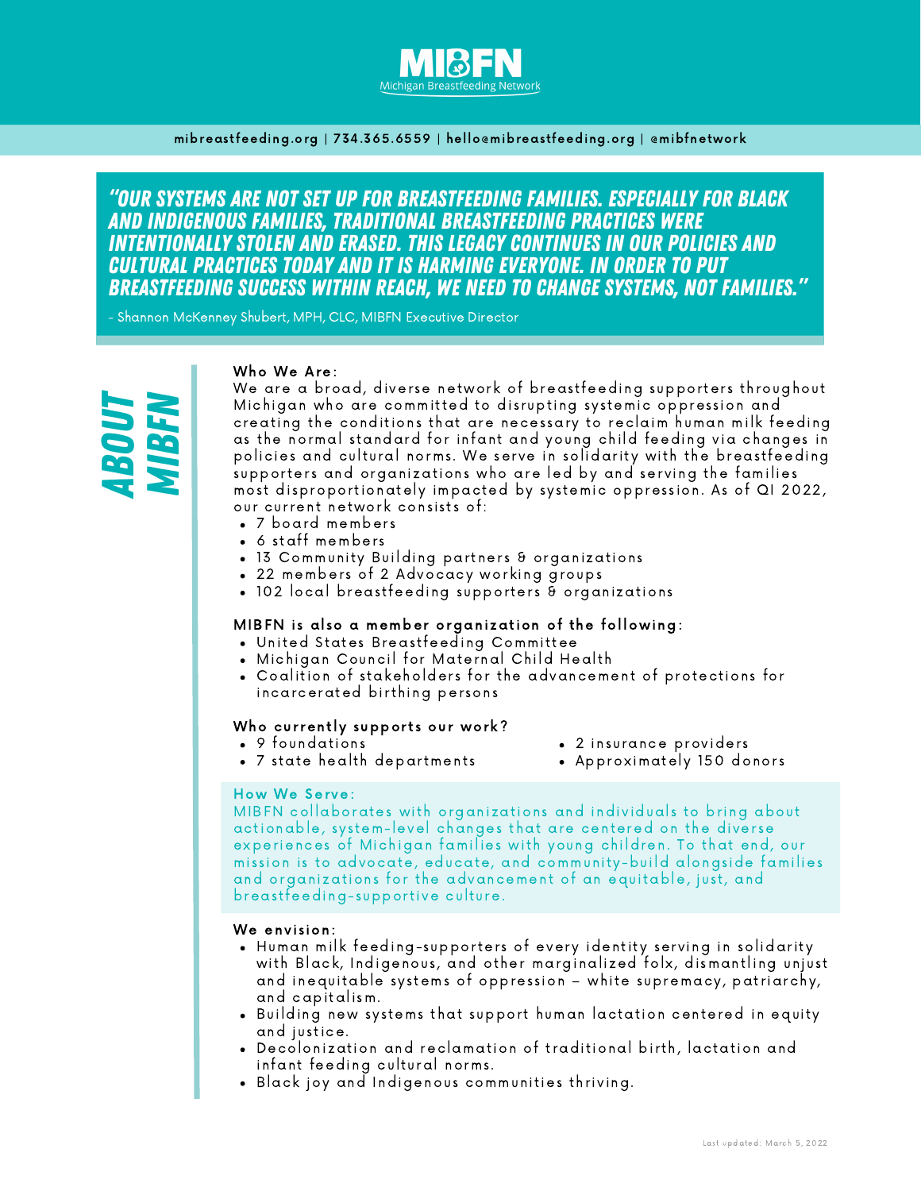# MIBFN

Michigan Breastfeeding Network

mibreastfeeding.org | 734.365.6559 | hello@mibreastfeeding.org | @mibfnetwork

***"OUR SYSTEMS ARE NOT SET UP FOR BREASTFEEDING FAMILIES. ESPECIALLY FOR BLACK AND INDIGENOUS FAMILIES, TRADITIONAL BREASTFEEDING PRACTICES WERE INTENTIONALLY STOLEN AND ERASED. THIS LEGACY CONTINUES IN OUR POLICIES AND CULTURAL PRACTICES TODAY AND IT IS HARMING EVERYONE. IN ORDER TO PUT BREASTFEEDING SUCCESS WITHIN REACH, WE NEED TO CHANGE SYSTEMS, NOT FAMILIES."***

- Shannon McKenney Shubert, MPH, CLC, MIBFN Executive Director

## ABOUT MIBFN

**Who We Are:**
We are a broad, diverse network of breastfeeding supporters throughout Michigan who are committed to disrupting systemic oppression and creating the conditions that are necessary to reclaim human milk feeding as the normal standard for infant and young child feeding via changes in policies and cultural norms. We serve in solidarity with the breastfeeding supporters and organizations who are led by and serving the families most disproportionately impacted by systemic oppression. As of Q1 2022, our current network consists of:

- 7 board members
- 6 staff members
- 13 Community Building partners & organizations
- 22 members of 2 Advocacy working groups
- 102 local breastfeeding supporters & organizations

**MIBFN is also a member organization of the following:**

- United States Breastfeeding Committee
- Michigan Council for Maternal Child Health
- Coalition of stakeholders for the advancement of protections for incarcerated birthing persons

**Who currently supports our work?**

- 9 foundations
- 7 state health departments
- 2 insurance providers
- Approximately 150 donors

**How We Serve:**
MIBFN collaborates with organizations and individuals to bring about actionable, system-level changes that are centered on the diverse experiences of Michigan families with young children. To that end, our mission is to advocate, educate, and community-build alongside families and organizations for the advancement of an equitable, just, and breastfeeding-supportive culture.

**We envision:**

- Human milk feeding-supporters of every identity serving in solidarity with Black, Indigenous, and other marginalized folx, dismantling unjust and inequitable systems of oppression – white supremacy, patriarchy, and capitalism.
- Building new systems that support human lactation centered in equity and justice.
- Decolonization and reclamation of traditional birth, lactation and infant feeding cultural norms.
- Black joy and Indigenous communities thriving.

Last updated: March 5, 2022